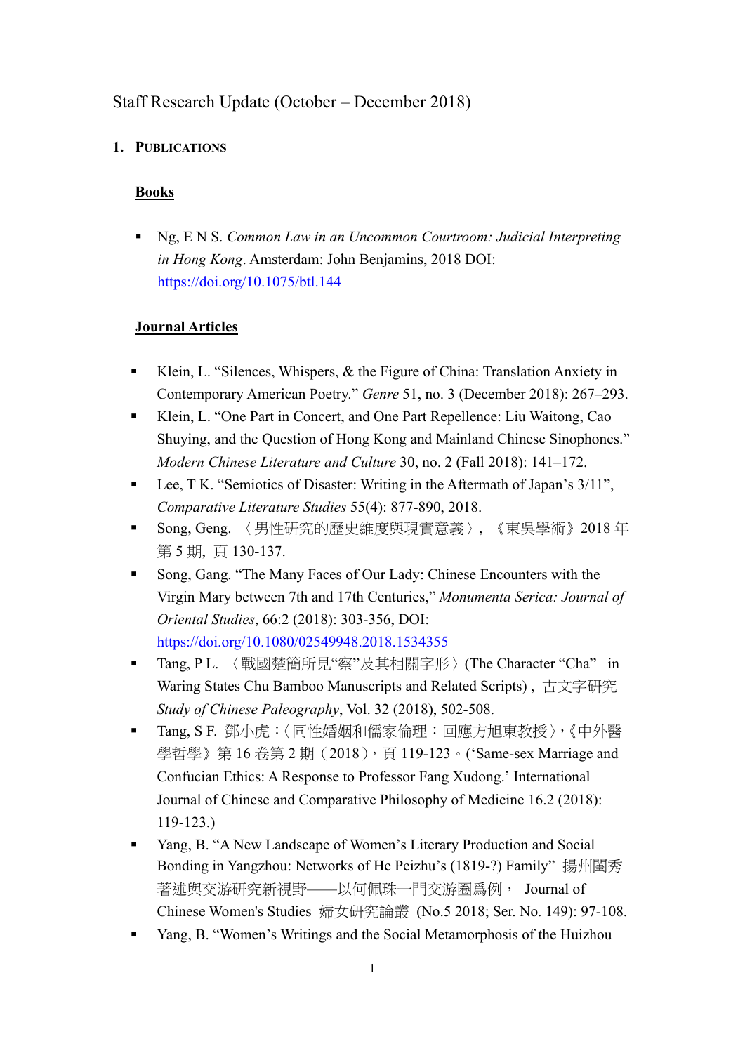Staff Research Update (October – December 2018)

## 1. Publications

### Books

- Ng, E N S. *Common Law in an Uncommon Courtroom: Judicial Interpreting in Hong Kong*. Amsterdam: John Benjamins, 2018 DOI: https://doi.org/10.1075/btl.144

### Journal Articles

- Klein, L. "Silences, Whispers, & the Figure of China: Translation Anxiety in Contemporary American Poetry." *Genre* 51, no. 3 (December 2018): 267–293.
- Klein, L. "One Part in Concert, and One Part Repellence: Liu Waitong, Cao Shuying, and the Question of Hong Kong and Mainland Chinese Sinophones." *Modern Chinese Literature and Culture* 30, no. 2 (Fall 2018): 141–172.
- Lee, T K. "Semiotics of Disaster: Writing in the Aftermath of Japan's 3/11", *Comparative Literature Studies* 55(4): 877-890, 2018.
- Song, Geng. 〈男性研究的歷史維度與現實意義〉, 《東吳學術》2018 年第 5 期, 頁 130-137.
- Song, Gang. "The Many Faces of Our Lady: Chinese Encounters with the Virgin Mary between 7th and 17th Centuries," *Monumenta Serica: Journal of Oriental Studies*, 66:2 (2018): 303-356, DOI: https://doi.org/10.1080/02549948.2018.1534355
- Tang, P L. 〈戰國楚簡所見"察"及其相關字形〉(The Character "Cha" in Waring States Chu Bamboo Manuscripts and Related Scripts) , 古文字研究 *Study of Chinese Paleography*, Vol. 32 (2018), 502-508.
- Tang, S F. 鄧小虎：〈同性婚姻和儒家倫理：回應方旭東教授〉,《中外醫學哲學》第 16 卷第 2 期（2018）, 頁 119-123。('Same-sex Marriage and Confucian Ethics: A Response to Professor Fang Xudong.' International Journal of Chinese and Comparative Philosophy of Medicine 16.2 (2018): 119-123.)
- Yang, B. "A New Landscape of Women's Literary Production and Social Bonding in Yangzhou: Networks of He Peizhu's (1819-?) Family" 揚州閨秀著述與交游研究新視野——以何佩珠一門交游圈爲例， Journal of Chinese Women's Studies 婦女研究論叢 (No.5 2018; Ser. No. 149): 97-108.
- Yang, B. "Women's Writings and the Social Metamorphosis of the Huizhou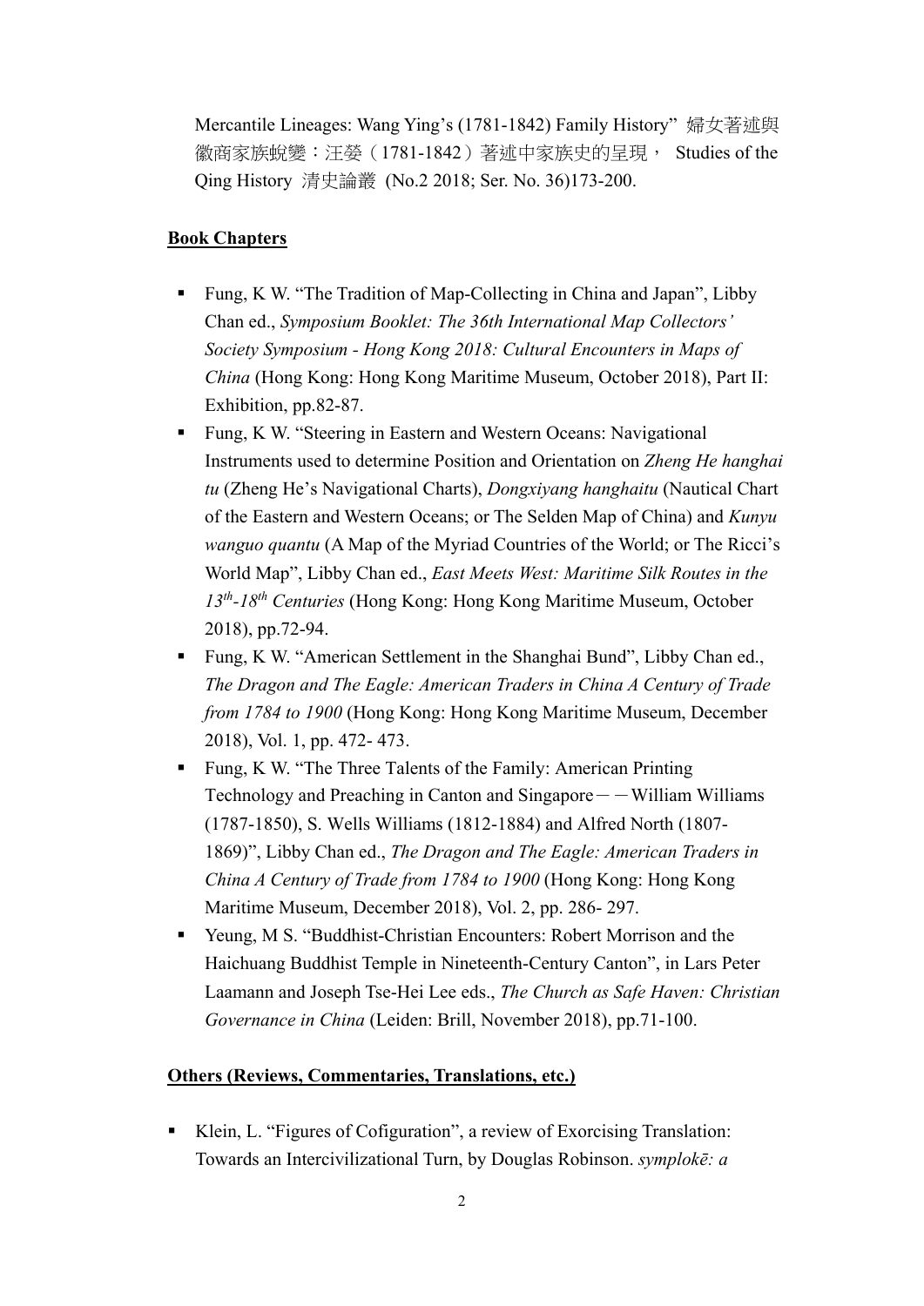Mercantile Lineages: Wang Ying's (1781-1842) Family History" 婦女著述與徽商家族蛻變：汪嫈（1781-1842）著述中家族史的呈現， Studies of the Qing History 清史論叢 (No.2 2018; Ser. No. 36)173-200.

## Book Chapters

- Fung, K W. "The Tradition of Map-Collecting in China and Japan", Libby Chan ed., *Symposium Booklet: The 36th International Map Collectors' Society Symposium - Hong Kong 2018: Cultural Encounters in Maps of China* (Hong Kong: Hong Kong Maritime Museum, October 2018), Part II: Exhibition, pp.82-87.
- Fung, K W. "Steering in Eastern and Western Oceans: Navigational Instruments used to determine Position and Orientation on *Zheng He hanghai tu* (Zheng He's Navigational Charts), *Dongxiyang hanghaitu* (Nautical Chart of the Eastern and Western Oceans; or The Selden Map of China) and *Kunyu wanguo quantu* (A Map of the Myriad Countries of the World; or The Ricci's World Map", Libby Chan ed., *East Meets West: Maritime Silk Routes in the 13th-18th Centuries* (Hong Kong: Hong Kong Maritime Museum, October 2018), pp.72-94.
- Fung, K W. "American Settlement in the Shanghai Bund", Libby Chan ed., *The Dragon and The Eagle: American Traders in China A Century of Trade from 1784 to 1900* (Hong Kong: Hong Kong Maritime Museum, December 2018), Vol. 1, pp. 472- 473.
- Fung, K W. "The Three Talents of the Family: American Printing Technology and Preaching in Canton and Singapore——William Williams (1787-1850), S. Wells Williams (1812-1884) and Alfred North (1807-1869)", Libby Chan ed., *The Dragon and The Eagle: American Traders in China A Century of Trade from 1784 to 1900* (Hong Kong: Hong Kong Maritime Museum, December 2018), Vol. 2, pp. 286- 297.
- Yeung, M S. "Buddhist-Christian Encounters: Robert Morrison and the Haichuang Buddhist Temple in Nineteenth-Century Canton", in Lars Peter Laamann and Joseph Tse-Hei Lee eds., *The Church as Safe Haven: Christian Governance in China* (Leiden: Brill, November 2018), pp.71-100.

## Others (Reviews, Commentaries, Translations, etc.)

- Klein, L. "Figures of Cofiguration", a review of Exorcising Translation: Towards an Intercivilizational Turn, by Douglas Robinson. *symplokē: a*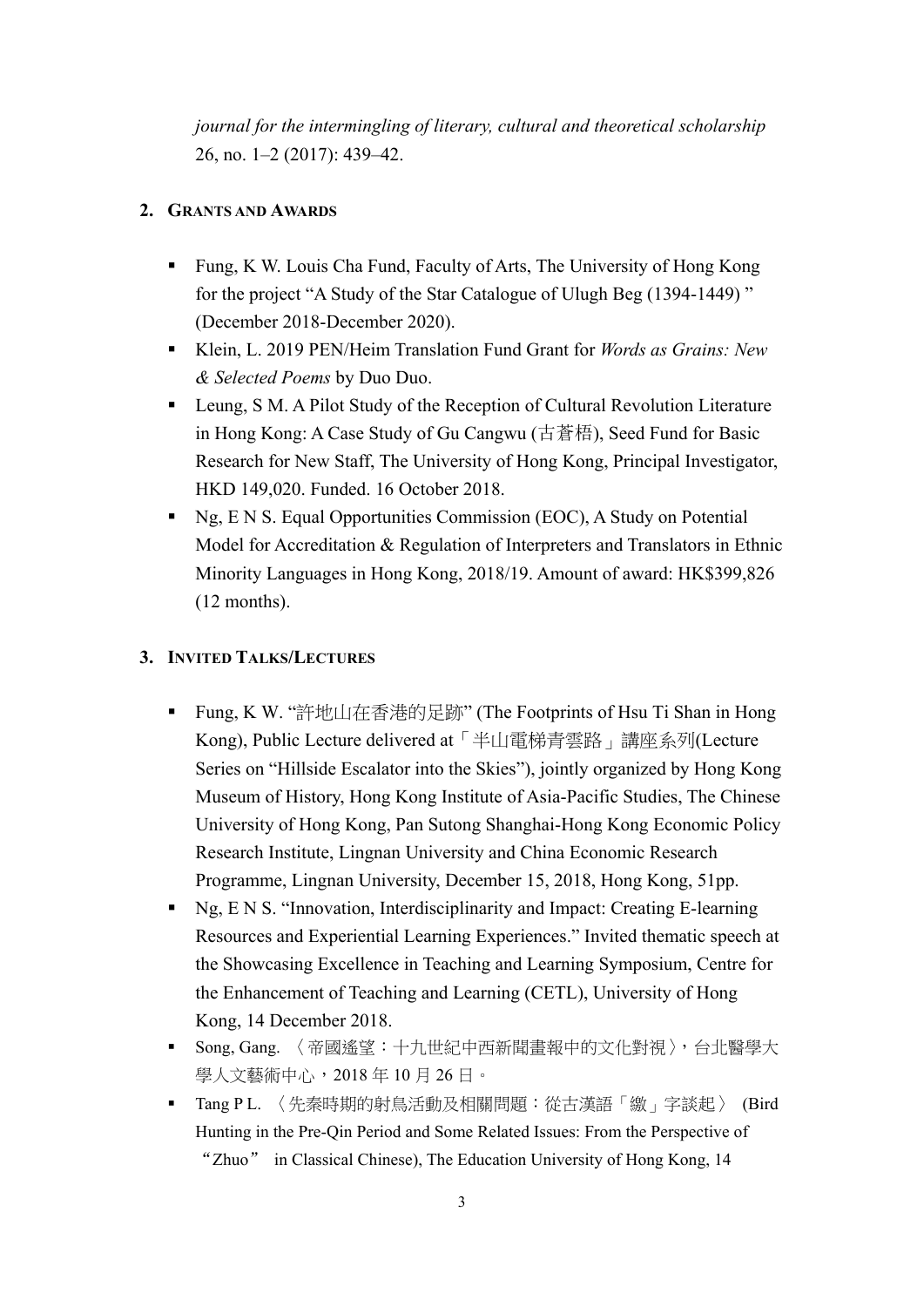*journal for the intermingling of literary, cultural and theoretical scholarship* 26, no. 1–2 (2017): 439–42.

## 2. Grants and Awards

- Fung, K W. Louis Cha Fund, Faculty of Arts, The University of Hong Kong for the project "A Study of the Star Catalogue of Ulugh Beg (1394-1449) " (December 2018-December 2020).
- Klein, L. 2019 PEN/Heim Translation Fund Grant for *Words as Grains: New & Selected Poems* by Duo Duo.
- Leung, S M. A Pilot Study of the Reception of Cultural Revolution Literature in Hong Kong: A Case Study of Gu Cangwu (古蒼梧), Seed Fund for Basic Research for New Staff, The University of Hong Kong, Principal Investigator, HKD 149,020. Funded. 16 October 2018.
- Ng, E N S. Equal Opportunities Commission (EOC), A Study on Potential Model for Accreditation & Regulation of Interpreters and Translators in Ethnic Minority Languages in Hong Kong, 2018/19. Amount of award: HK$399,826 (12 months).

## 3. Invited Talks/Lectures

- Fung, K W. "許地山在香港的足跡" (The Footprints of Hsu Ti Shan in Hong Kong), Public Lecture delivered at「半山電梯青雲路」講座系列(Lecture Series on "Hillside Escalator into the Skies"), jointly organized by Hong Kong Museum of History, Hong Kong Institute of Asia-Pacific Studies, The Chinese University of Hong Kong, Pan Sutong Shanghai-Hong Kong Economic Policy Research Institute, Lingnan University and China Economic Research Programme, Lingnan University, December 15, 2018, Hong Kong, 51pp.
- Ng, E N S. "Innovation, Interdisciplinarity and Impact: Creating E-learning Resources and Experiential Learning Experiences." Invited thematic speech at the Showcasing Excellence in Teaching and Learning Symposium, Centre for the Enhancement of Teaching and Learning (CETL), University of Hong Kong, 14 December 2018.
- Song, Gang. 〈帝國遙望：十九世紀中西新聞畫報中的文化對視〉，台北醫學大學人文藝術中心，2018 年 10 月 26 日。
- Tang P L. 〈先秦時期的射鳥活動及相關問題：從古漢語「繳」字談起〉 (Bird Hunting in the Pre-Qin Period and Some Related Issues: From the Perspective of "Zhuo" in Classical Chinese), The Education University of Hong Kong, 14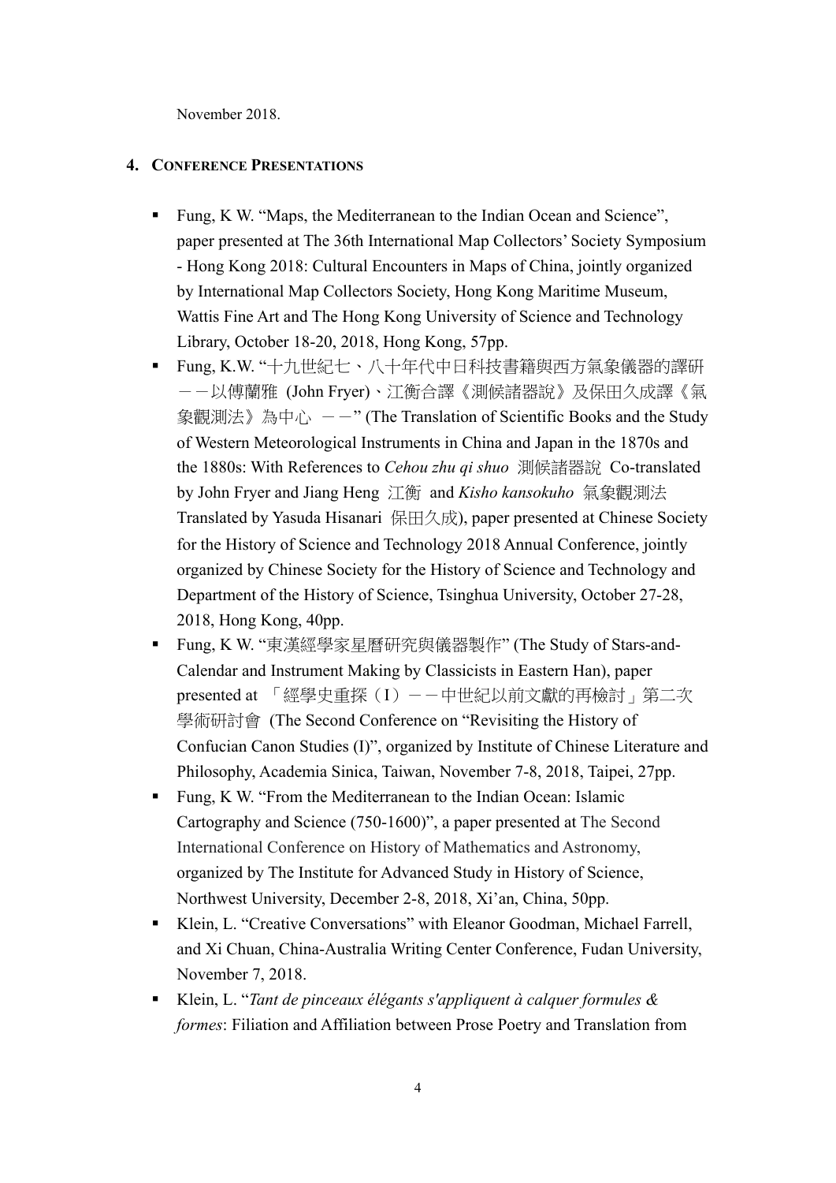November 2018.

## 4. Conference Presentations

- Fung, K W. "Maps, the Mediterranean to the Indian Ocean and Science", paper presented at The 36th International Map Collectors' Society Symposium - Hong Kong 2018: Cultural Encounters in Maps of China, jointly organized by International Map Collectors Society, Hong Kong Maritime Museum, Wattis Fine Art and The Hong Kong University of Science and Technology Library, October 18-20, 2018, Hong Kong, 57pp.
- Fung, K.W. "十九世紀七、八十年代中日科技書籍與西方氣象儀器的譯研——以傅蘭雅 (John Fryer)、江衡合譯《測候諸器說》及保田久成譯《氣象觀測法》為中心 ——" (The Translation of Scientific Books and the Study of Western Meteorological Instruments in China and Japan in the 1870s and the 1880s: With References to *Cehou zhu qi shuo* 測候諸器說 Co-translated by John Fryer and Jiang Heng 江衡 and *Kisho kansokuho* 氣象觀測法 Translated by Yasuda Hisanari 保田久成), paper presented at Chinese Society for the History of Science and Technology 2018 Annual Conference, jointly organized by Chinese Society for the History of Science and Technology and Department of the History of Science, Tsinghua University, October 27-28, 2018, Hong Kong, 40pp.
- Fung, K W. "東漢經學家星曆研究與儀器製作" (The Study of Stars-and-Calendar and Instrument Making by Classicists in Eastern Han), paper presented at 「經學史重探（I）——中世紀以前文獻的再檢討」第二次學術研討會 (The Second Conference on "Revisiting the History of Confucian Canon Studies (I)", organized by Institute of Chinese Literature and Philosophy, Academia Sinica, Taiwan, November 7-8, 2018, Taipei, 27pp.
- Fung, K W. "From the Mediterranean to the Indian Ocean: Islamic Cartography and Science (750-1600)", a paper presented at The Second International Conference on History of Mathematics and Astronomy, organized by The Institute for Advanced Study in History of Science, Northwest University, December 2-8, 2018, Xi'an, China, 50pp.
- Klein, L. "Creative Conversations" with Eleanor Goodman, Michael Farrell, and Xi Chuan, China-Australia Writing Center Conference, Fudan University, November 7, 2018.
- Klein, L. "*Tant de pinceaux élégants s'appliquent à calquer formules & formes*: Filiation and Affiliation between Prose Poetry and Translation from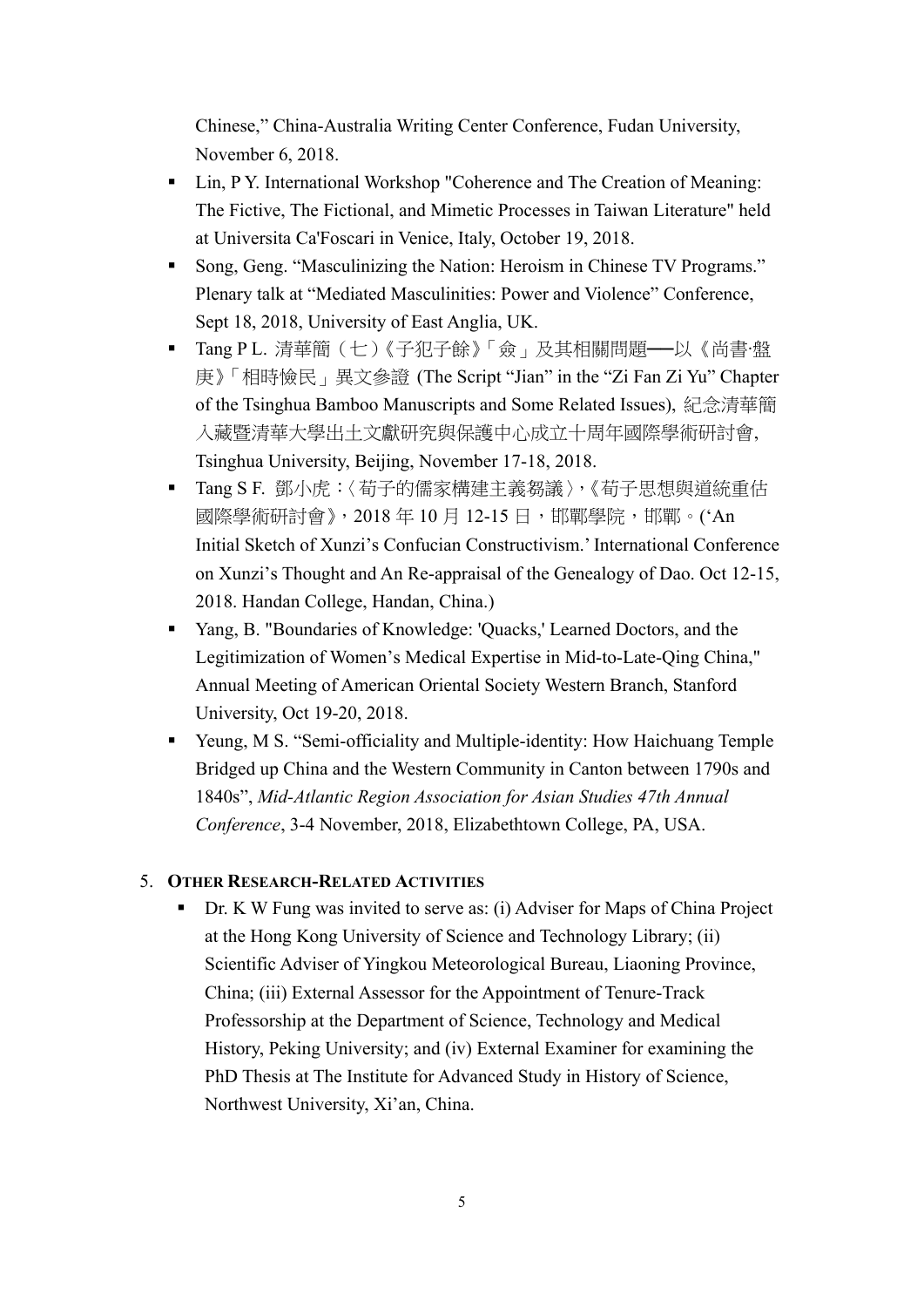Chinese," China-Australia Writing Center Conference, Fudan University, November 6, 2018.

- Lin, P Y. International Workshop "Coherence and The Creation of Meaning: The Fictive, The Fictional, and Mimetic Processes in Taiwan Literature" held at Universita Ca'Foscari in Venice, Italy, October 19, 2018.
- Song, Geng. "Masculinizing the Nation: Heroism in Chinese TV Programs." Plenary talk at "Mediated Masculinities: Power and Violence" Conference, Sept 18, 2018, University of East Anglia, UK.
- Tang P L. 清華簡（七）《子犯子餘》「僉」及其相關問題──以《尚書·盤庚》「相時憸民」異文參證 (The Script "Jian" in the "Zi Fan Zi Yu" Chapter of the Tsinghua Bamboo Manuscripts and Some Related Issues), 紀念清華簡入藏暨清華大學出土文獻研究與保護中心成立十周年國際學術研討會, Tsinghua University, Beijing, November 17-18, 2018.
- Tang S F. 鄧小虎：〈荀子的儒家構建主義芻議〉,《荀子思想與道統重估國際學術研討會》，2018 年 10 月 12-15 日，邯鄲學院，邯鄲。('An Initial Sketch of Xunzi's Confucian Constructivism.' International Conference on Xunzi's Thought and An Re-appraisal of the Genealogy of Dao. Oct 12-15, 2018. Handan College, Handan, China.)
- Yang, B. "Boundaries of Knowledge: 'Quacks,' Learned Doctors, and the Legitimization of Women's Medical Expertise in Mid-to-Late-Qing China," Annual Meeting of American Oriental Society Western Branch, Stanford University, Oct 19-20, 2018.
- Yeung, M S. "Semi-officiality and Multiple-identity: How Haichuang Temple Bridged up China and the Western Community in Canton between 1790s and 1840s", *Mid-Atlantic Region Association for Asian Studies 47th Annual Conference*, 3-4 November, 2018, Elizabethtown College, PA, USA.

5. **Other Research-Related Activities**

- Dr. K W Fung was invited to serve as: (i) Adviser for Maps of China Project at the Hong Kong University of Science and Technology Library; (ii) Scientific Adviser of Yingkou Meteorological Bureau, Liaoning Province, China; (iii) External Assessor for the Appointment of Tenure-Track Professorship at the Department of Science, Technology and Medical History, Peking University; and (iv) External Examiner for examining the PhD Thesis at The Institute for Advanced Study in History of Science, Northwest University, Xi'an, China.